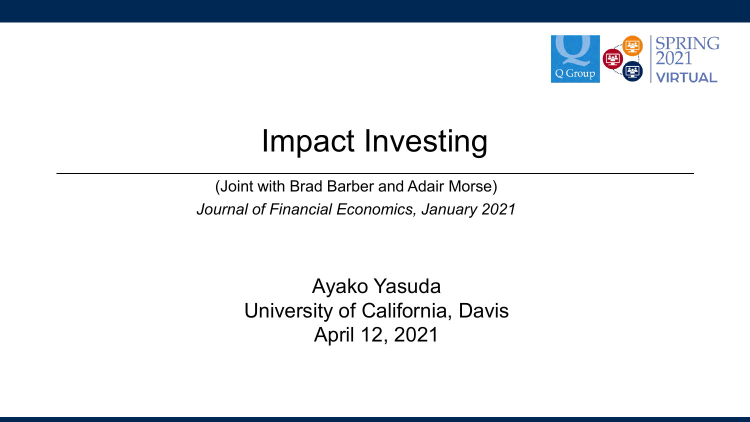# Impact Investing

(Joint with Brad Barber and Adair Morse)

*Journal of Financial Economics, January 2021*

Ayako Yasuda
University of California, Davis
April 12, 2021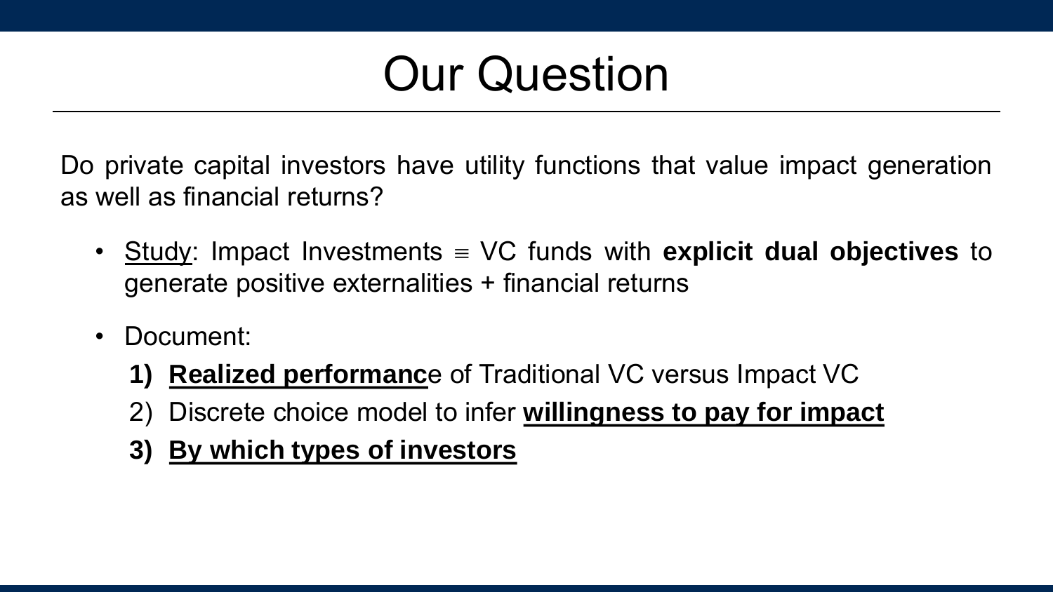# Our Question

Do private capital investors have utility functions that value impact generation as well as financial returns?

- <u>Study</u>: Impact Investments ≡ VC funds with **explicit dual objectives** to generate positive externalities + financial returns
- Document:
  1) **<u>Realized performanc</u>**e of Traditional VC versus Impact VC
  2) Discrete choice model to infer **<u>willingness to pay for impact</u>**
  3) **<u>By which types of investors</u>**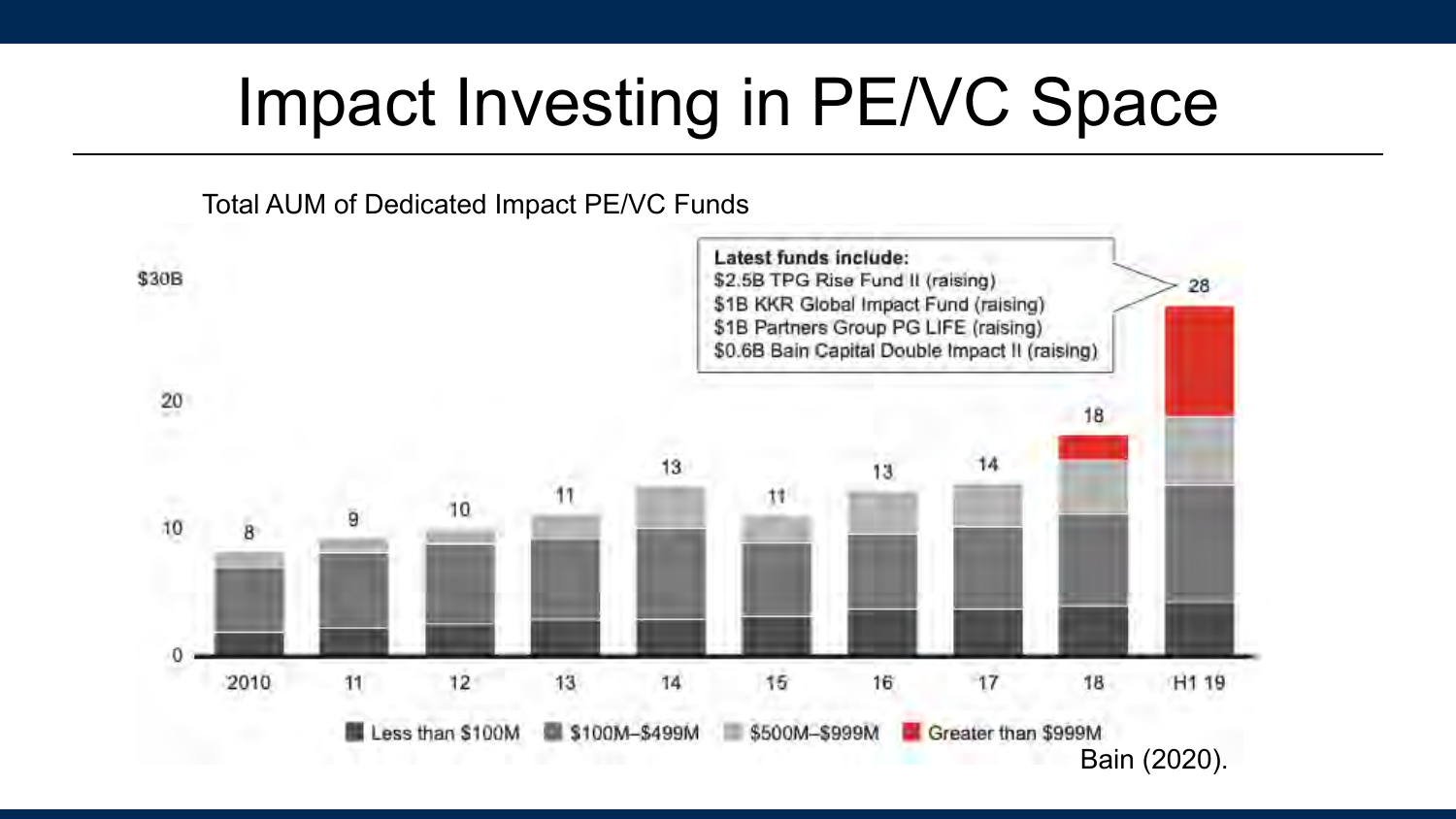# Impact Investing in PE/VC Space

Total AUM of Dedicated Impact PE/VC Funds

**Latest funds include:**
$2.5B TPG Rise Fund II (raising)
$1B KKR Global Impact Fund (raising)
$1B Partners Group PG LIFE (raising)
$0.6B Bain Capital Double Impact II (raising)

| Year | Total AUM ($B) |
|---|---|
| 2010 | 8 |
| 11 | 9 |
| 12 | 10 |
| 13 | 11 |
| 14 | 13 |
| 15 | 11 |
| 16 | 13 |
| 17 | 14 |
| 18 | 18 |
| H1 19 | 28 |

Less than $100M | $100M–$499M | $500M–$999M | Greater than $999M

Bain (2020).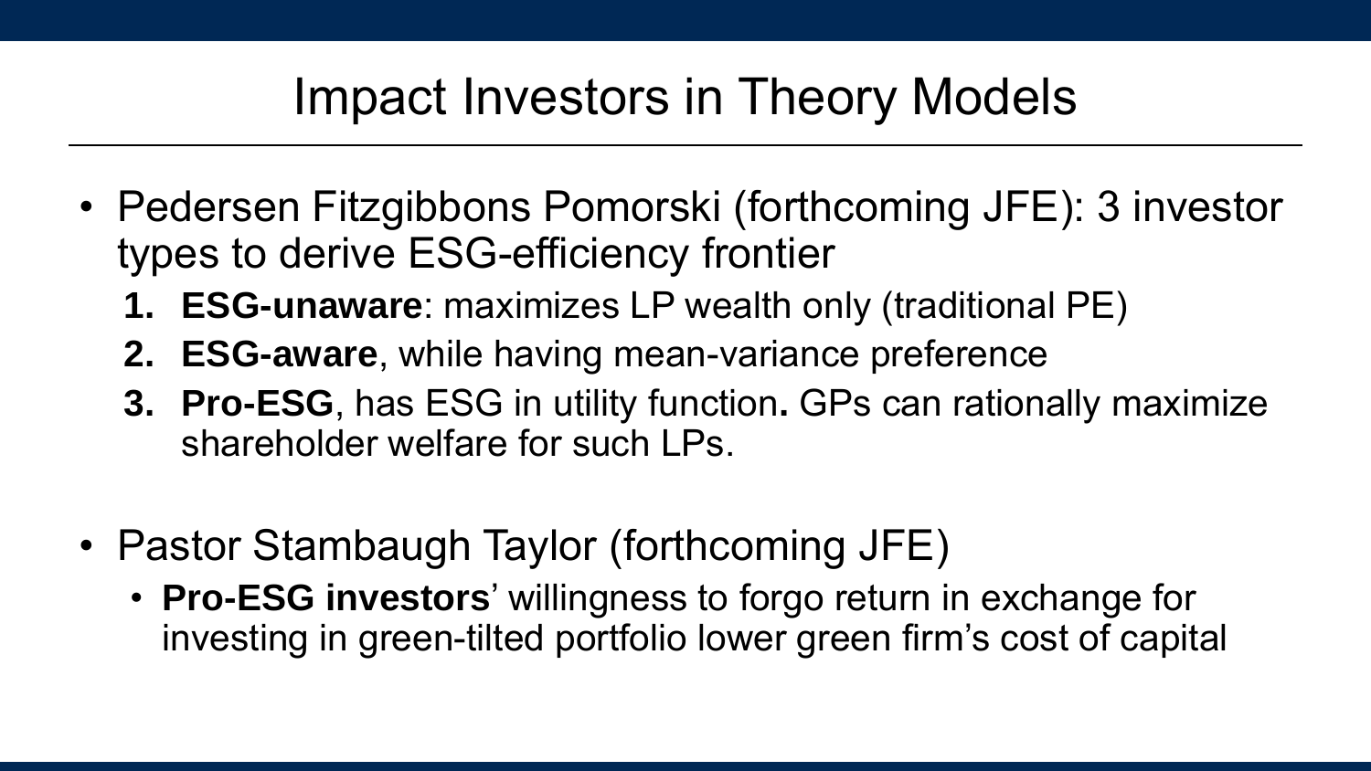# Impact Investors in Theory Models

- Pedersen Fitzgibbons Pomorski (forthcoming JFE): 3 investor types to derive ESG-efficiency frontier
  1. **ESG-unaware**: maximizes LP wealth only (traditional PE)
  2. **ESG-aware**, while having mean-variance preference
  3. **Pro-ESG**, has ESG in utility function**.** GPs can rationally maximize shareholder welfare for such LPs.

- Pastor Stambaugh Taylor (forthcoming JFE)
  - **Pro-ESG investors**' willingness to forgo return in exchange for investing in green-tilted portfolio lower green firm's cost of capital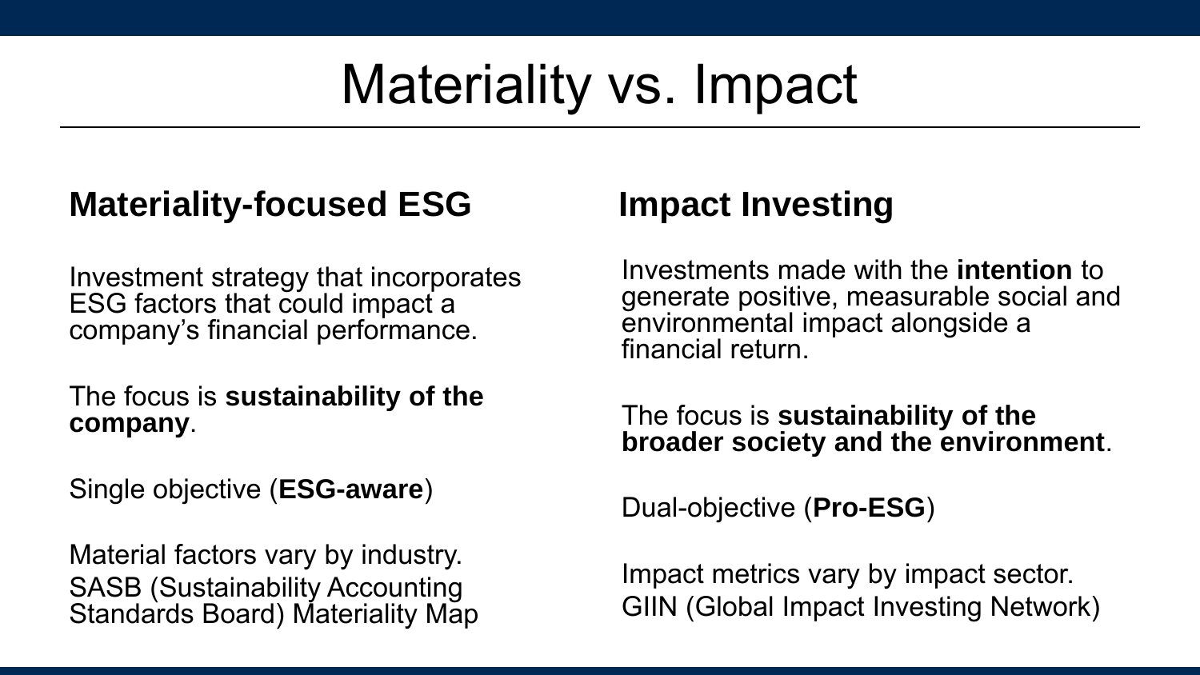# Materiality vs. Impact

## Materiality-focused ESG

Investment strategy that incorporates ESG factors that could impact a company's financial performance.

The focus is **sustainability of the company**.

Single objective (**ESG-aware**)

Material factors vary by industry.
SASB (Sustainability Accounting Standards Board) Materiality Map

## Impact Investing

Investments made with the **intention** to generate positive, measurable social and environmental impact alongside a financial return.

The focus is **sustainability of the broader society and the environment**.

Dual-objective (**Pro-ESG**)

Impact metrics vary by impact sector.
GIIN (Global Impact Investing Network)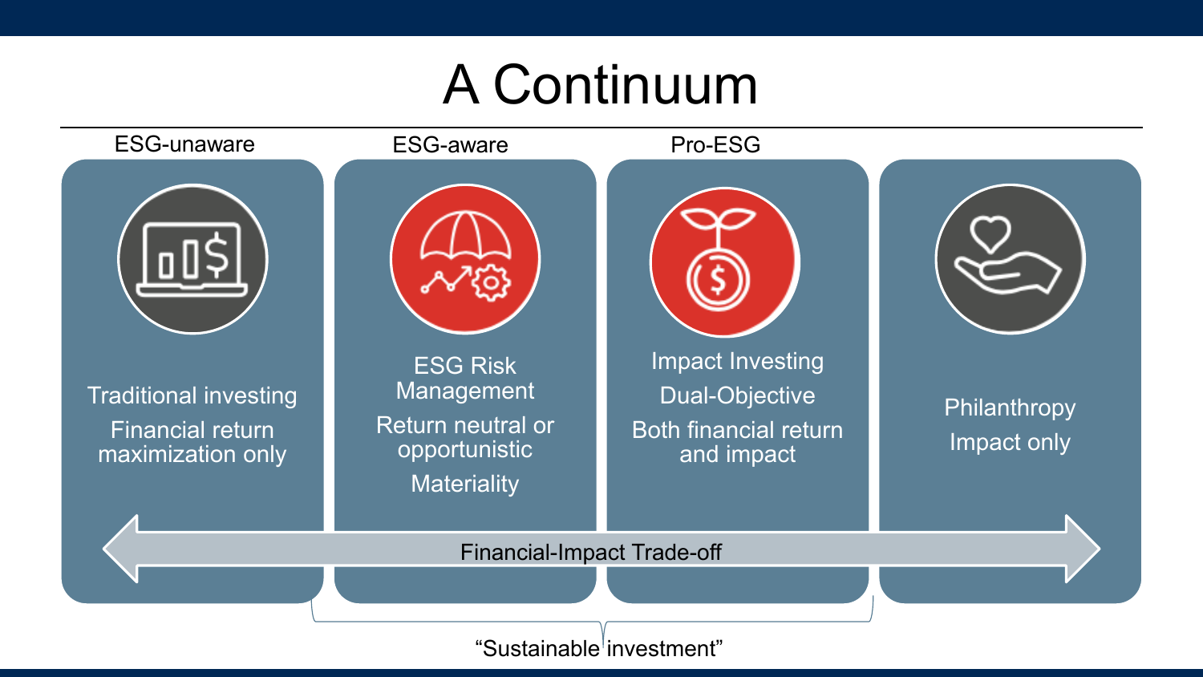# A Continuum

| ESG-unaware | ESG-aware | Pro-ESG | |
|---|---|---|---|
| Traditional investing | ESG Risk Management | Impact Investing | Philanthropy |
| Financial return maximization only | Return neutral or opportunistic | Dual-Objective | Impact only |
| | Materiality | Both financial return and impact | |

Financial-Impact Trade-off

"Sustainable investment" (ESG-aware and Pro-ESG)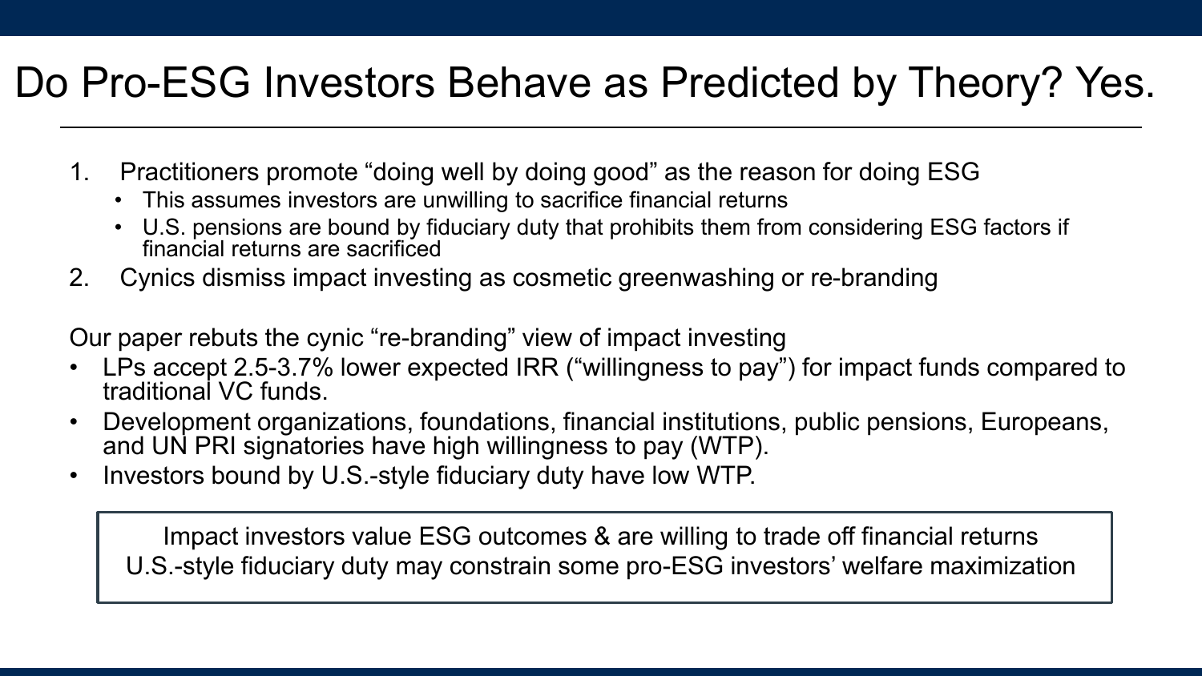# Do Pro-ESG Investors Behave as Predicted by Theory? Yes.

1. Practitioners promote "doing well by doing good" as the reason for doing ESG
   - This assumes investors are unwilling to sacrifice financial returns
   - U.S. pensions are bound by fiduciary duty that prohibits them from considering ESG factors if financial returns are sacrificed
2. Cynics dismiss impact investing as cosmetic greenwashing or re-branding

Our paper rebuts the cynic "re-branding" view of impact investing

- LPs accept 2.5-3.7% lower expected IRR ("willingness to pay") for impact funds compared to traditional VC funds.
- Development organizations, foundations, financial institutions, public pensions, Europeans, and UN PRI signatories have high willingness to pay (WTP).
- Investors bound by U.S.-style fiduciary duty have low WTP.

> Impact investors value ESG outcomes & are willing to trade off financial returns
> U.S.-style fiduciary duty may constrain some pro-ESG investors' welfare maximization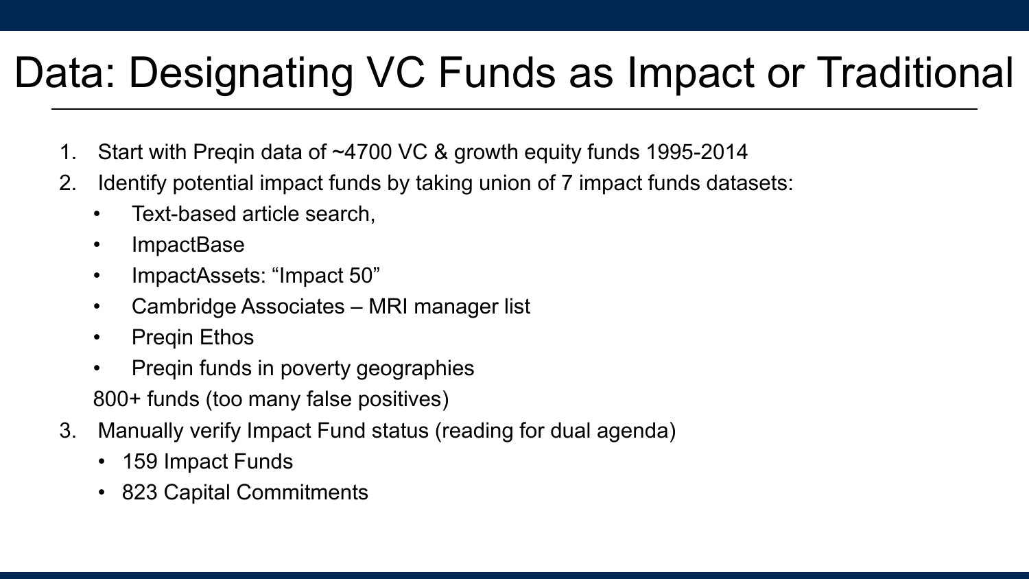# Data: Designating VC Funds as Impact or Traditional

1. Start with Preqin data of ~4700 VC & growth equity funds 1995-2014
2. Identify potential impact funds by taking union of 7 impact funds datasets:
   - Text-based article search,
   - ImpactBase
   - ImpactAssets: “Impact 50”
   - Cambridge Associates – MRI manager list
   - Preqin Ethos
   - Preqin funds in poverty geographies

   800+ funds (too many false positives)
3. Manually verify Impact Fund status (reading for dual agenda)
   - 159 Impact Funds
   - 823 Capital Commitments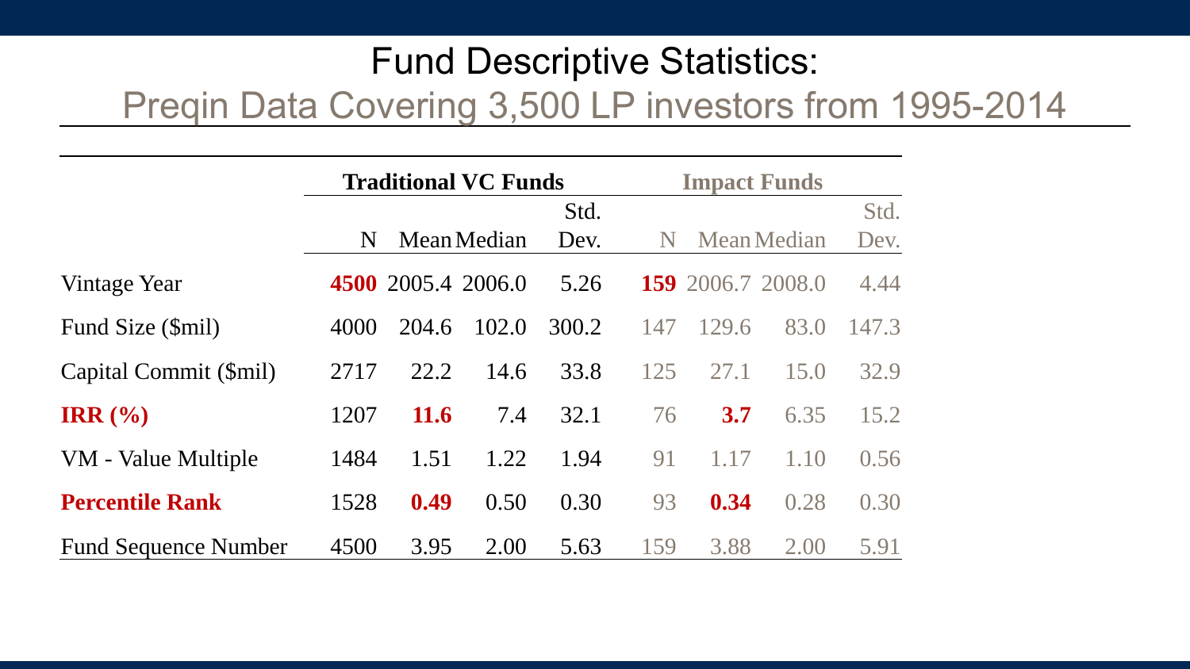# Fund Descriptive Statistics:

## Preqin Data Covering 3,500 LP investors from 1995-2014

| | Traditional VC Funds | | | | Impact Funds | | | |
|---|---|---|---|---|---|---|---|---|
| | N | Mean | Median | Std. Dev. | N | Mean | Median | Std. Dev. |
| Vintage Year | **4500** | 2005.4 | 2006.0 | 5.26 | **159** | 2006.7 | 2008.0 | 4.44 |
| Fund Size ($mil) | 4000 | 204.6 | 102.0 | 300.2 | 147 | 129.6 | 83.0 | 147.3 |
| Capital Commit ($mil) | 2717 | 22.2 | 14.6 | 33.8 | 125 | 27.1 | 15.0 | 32.9 |
| **IRR (%)** | 1207 | **11.6** | 7.4 | 32.1 | 76 | **3.7** | 6.35 | 15.2 |
| VM - Value Multiple | 1484 | 1.51 | 1.22 | 1.94 | 91 | 1.17 | 1.10 | 0.56 |
| **Percentile Rank** | 1528 | **0.49** | 0.50 | 0.30 | 93 | **0.34** | 0.28 | 0.30 |
| Fund Sequence Number | 4500 | 3.95 | 2.00 | 5.63 | 159 | 3.88 | 2.00 | 5.91 |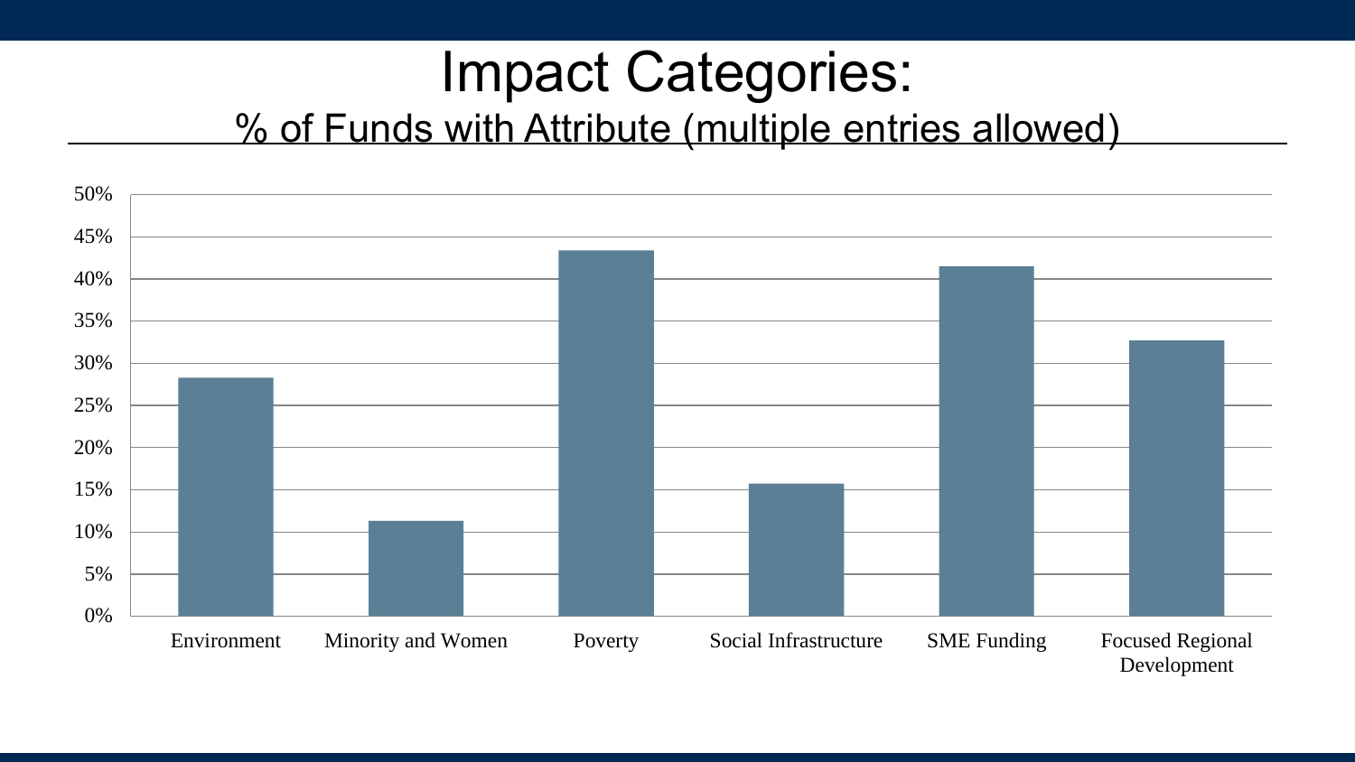# Impact Categories:

## % of Funds with Attribute (multiple entries allowed)

| Category | % of Funds |
|---|---|
| Environment | ~28% |
| Minority and Women | ~11% |
| Poverty | ~43% |
| Social Infrastructure | ~16% |
| SME Funding | ~41% |
| Focused Regional Development | ~33% |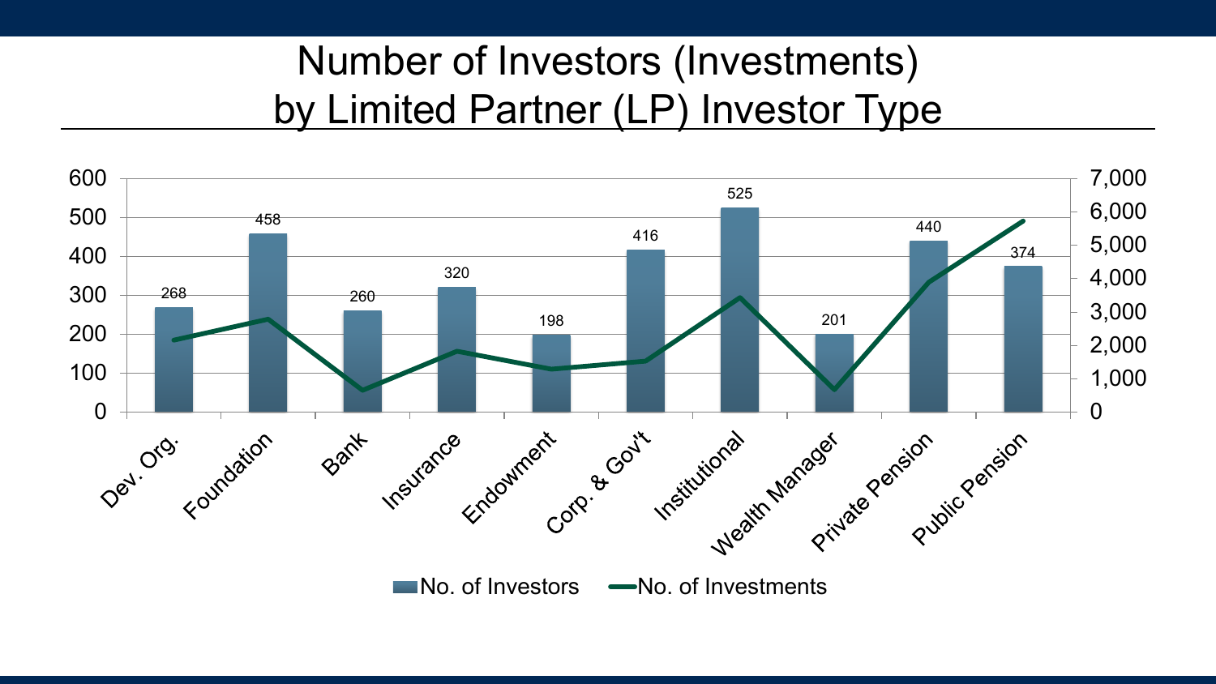# Number of Investors (Investments) by Limited Partner (LP) Investor Type

| LP Investor Type | No. of Investors |
|---|---|
| Dev. Org. | 268 |
| Foundation | 458 |
| Bank | 260 |
| Insurance | 320 |
| Endowment | 198 |
| Corp. & Gov't | 416 |
| Institutional | 525 |
| Wealth Manager | 201 |
| Private Pension | 440 |
| Public Pension | 374 |

■ No. of Investors — No. of Investments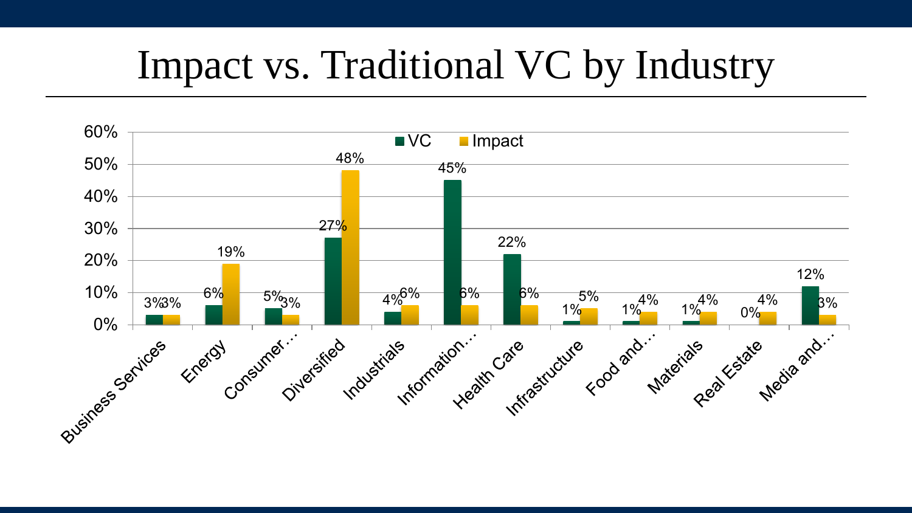# Impact vs. Traditional VC by Industry

| Industry | VC | Impact |
| --- | --- | --- |
| Business Services | 3% | 3% |
| Energy | 6% | 19% |
| Consumer… | 5% | 3% |
| Diversified | 27% | 48% |
| Industrials | 4% | 6% |
| Information… | 45% | 6% |
| Health Care | 22% | 6% |
| Infrastructure | 1% | 5% |
| Food and… | 1% | 4% |
| Materials | 1% | 4% |
| Real Estate | 0% | 4% |
| Media and… | 12% | 3% |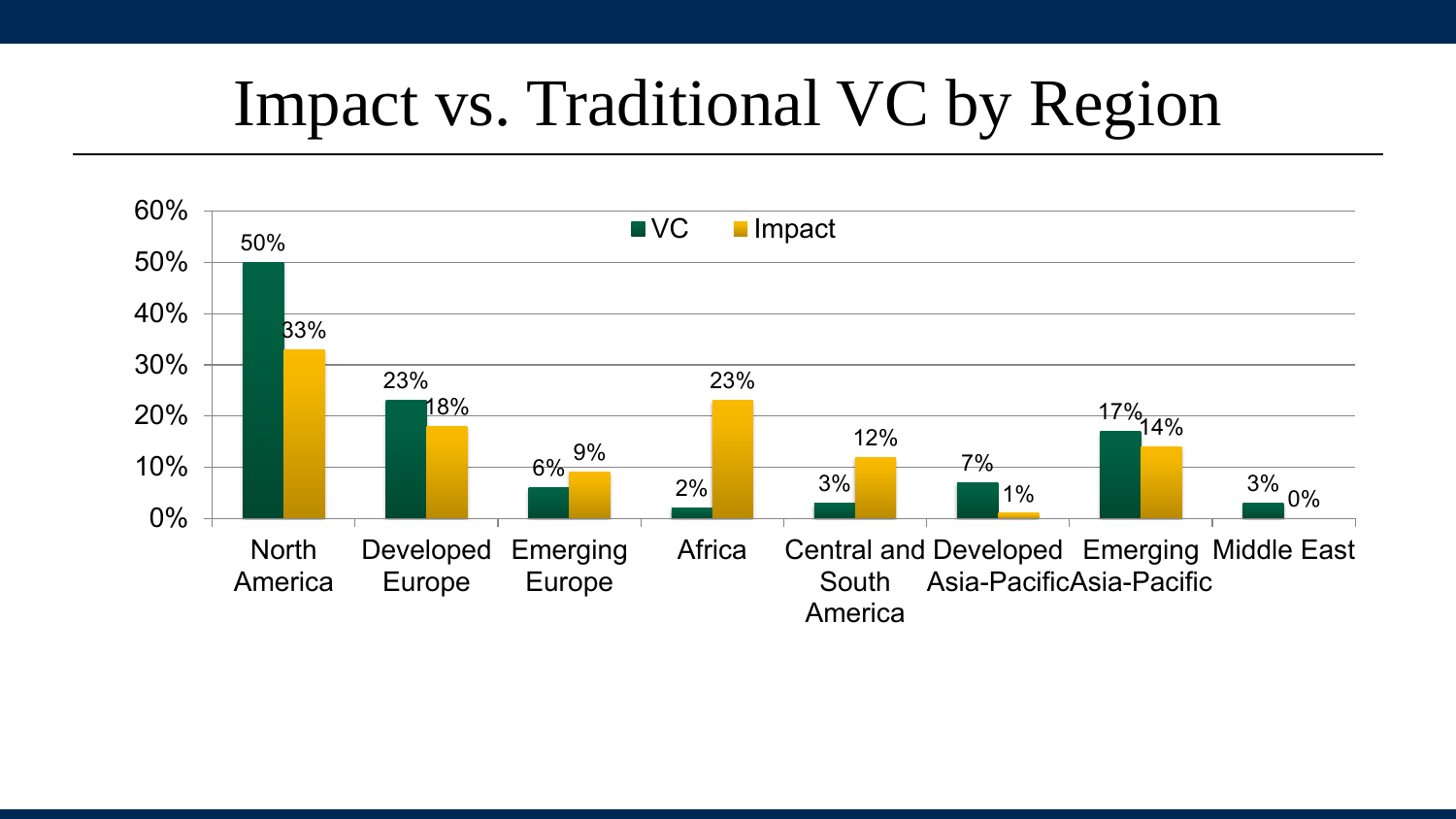# Impact vs. Traditional VC by Region

| Region | VC | Impact |
| --- | --- | --- |
| North America | 50% | 33% |
| Developed Europe | 23% | 18% |
| Emerging Europe | 6% | 9% |
| Africa | 2% | 23% |
| Central and South America | 3% | 12% |
| Developed Asia-Pacific | 7% | 1% |
| Emerging Asia-Pacific | 17% | 14% |
| Middle East | 3% | 0% |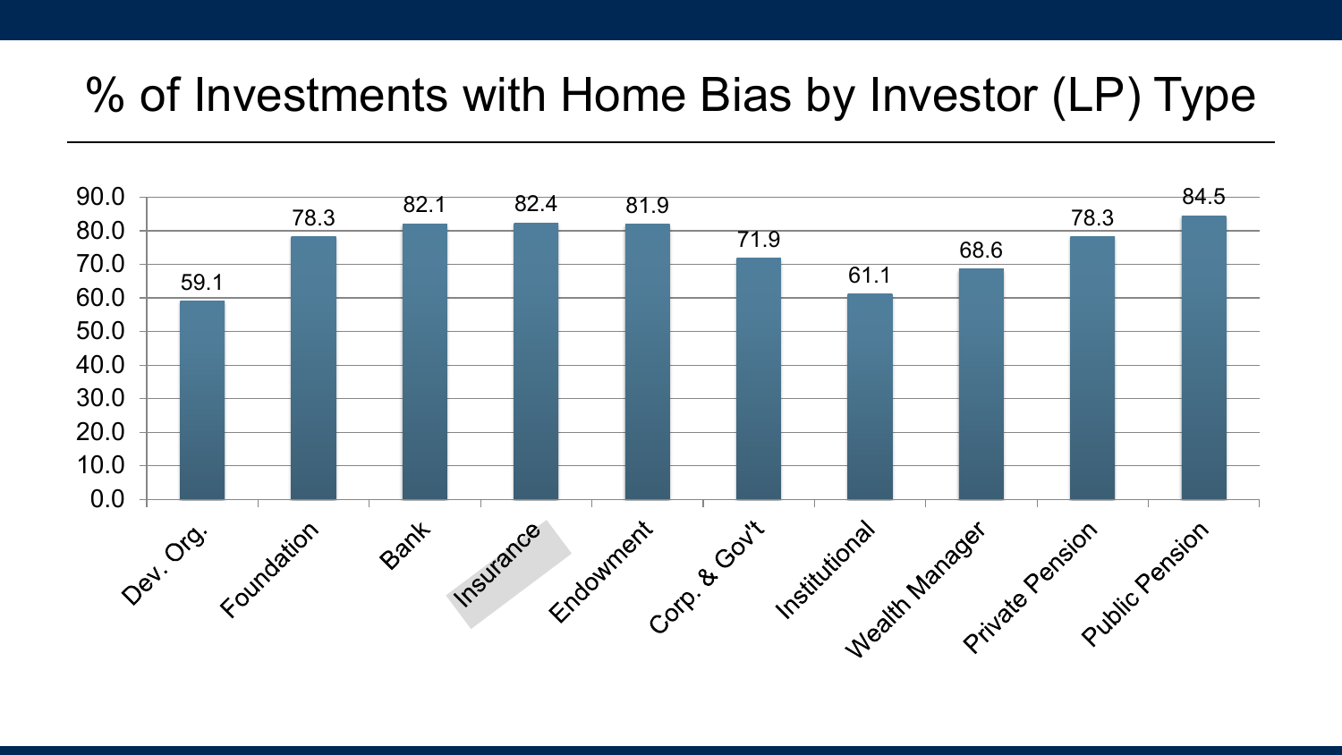# % of Investments with Home Bias by Investor (LP) Type

| Investor (LP) Type | % of Investments with Home Bias |
|---|---|
| Dev. Org. | 59.1 |
| Foundation | 78.3 |
| Bank | 82.1 |
| Insurance | 82.4 |
| Endowment | 81.9 |
| Corp. & Gov't | 71.9 |
| Institutional | 61.1 |
| Wealth Manager | 68.6 |
| Private Pension | 78.3 |
| Public Pension | 84.5 |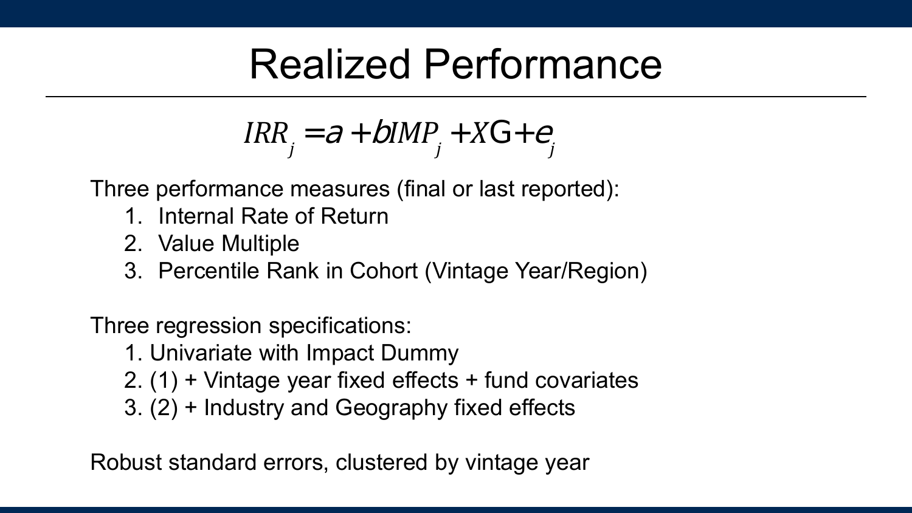# Realized Performance

$$IRR_j = a + bIMP_j + X\mathrm{G} + e_j$$

Three performance measures (final or last reported):

1. Internal Rate of Return
2. Value Multiple
3. Percentile Rank in Cohort (Vintage Year/Region)

Three regression specifications:

1. Univariate with Impact Dummy
2. (1) + Vintage year fixed effects + fund covariates
3. (2) + Industry and Geography fixed effects

Robust standard errors, clustered by vintage year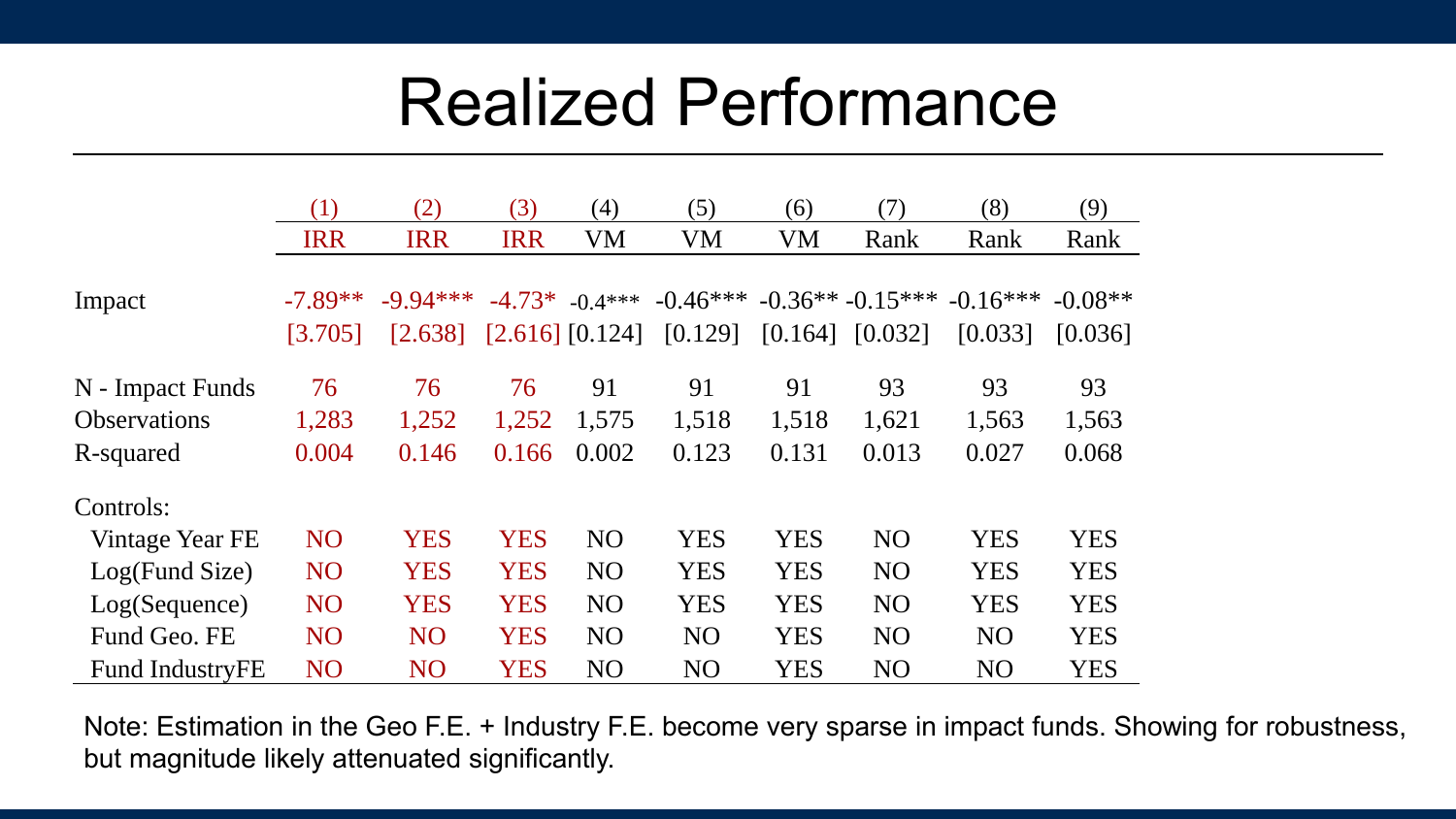# Realized Performance

| | (1) | (2) | (3) | (4) | (5) | (6) | (7) | (8) | (9) |
|---|---|---|---|---|---|---|---|---|---|
| | IRR | IRR | IRR | VM | VM | VM | Rank | Rank | Rank |
| Impact | -7.89** | -9.94*** | -4.73* | -0.4*** | -0.46*** | -0.36** | -0.15*** | -0.16*** | -0.08** |
| | [3.705] | [2.638] | [2.616] | [0.124] | [0.129] | [0.164] | [0.032] | [0.033] | [0.036] |
| N - Impact Funds | 76 | 76 | 76 | 91 | 91 | 91 | 93 | 93 | 93 |
| Observations | 1,283 | 1,252 | 1,252 | 1,575 | 1,518 | 1,518 | 1,621 | 1,563 | 1,563 |
| R-squared | 0.004 | 0.146 | 0.166 | 0.002 | 0.123 | 0.131 | 0.013 | 0.027 | 0.068 |
| Controls: | | | | | | | | | |
| Vintage Year FE | NO | YES | YES | NO | YES | YES | NO | YES | YES |
| Log(Fund Size) | NO | YES | YES | NO | YES | YES | NO | YES | YES |
| Log(Sequence) | NO | YES | YES | NO | YES | YES | NO | YES | YES |
| Fund Geo. FE | NO | NO | YES | NO | NO | YES | NO | NO | YES |
| Fund IndustryFE | NO | NO | YES | NO | NO | YES | NO | NO | YES |

Note: Estimation in the Geo F.E. + Industry F.E. become very sparse in impact funds. Showing for robustness, but magnitude likely attenuated significantly.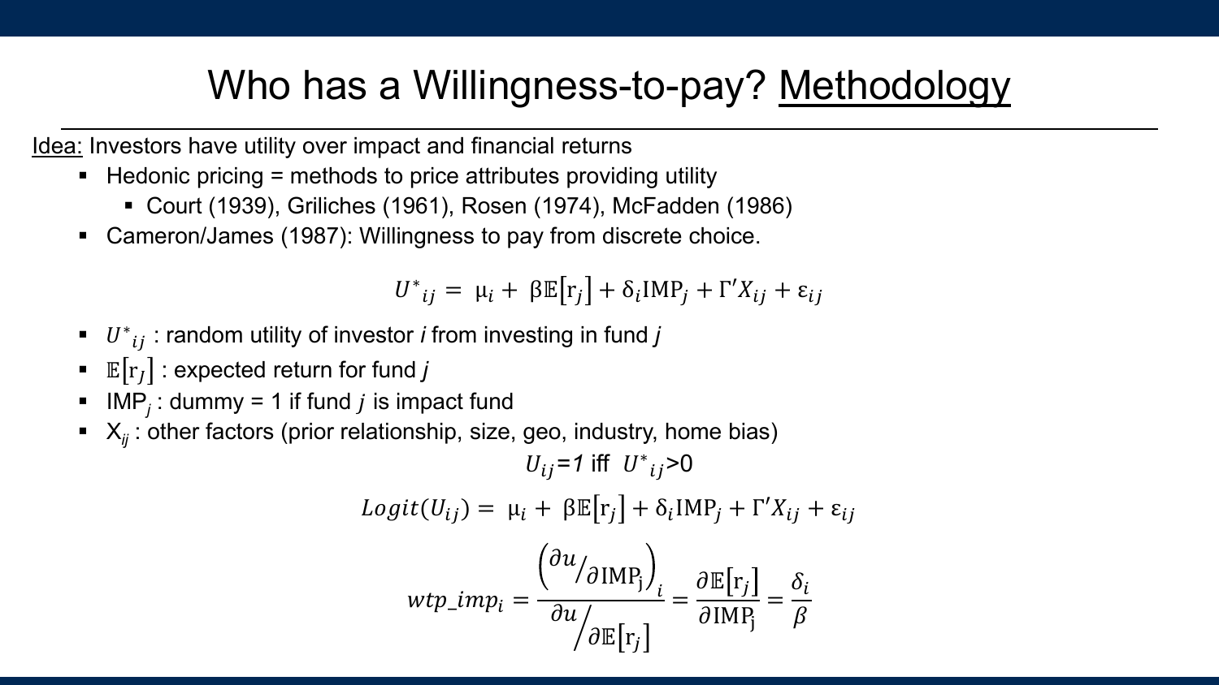# Who has a Willingness-to-pay? Methodology

Idea: Investors have utility over impact and financial returns

- Hedonic pricing = methods to price attributes providing utility
  - Court (1939), Griliches (1961), Rosen (1974), McFadden (1986)
- Cameron/James (1987): Willingness to pay from discrete choice.

$$U^*_{ij} = \mu_i + \beta \mathbb{E}[r_j] + \delta_i \text{IMP}_j + \Gamma' X_{ij} + \varepsilon_{ij}$$

- $U^*_{ij}$ : random utility of investor *i* from investing in fund *j*
- $\mathbb{E}[r_j]$ : expected return for fund *j*
- $\text{IMP}_j$ : dummy = 1 if fund $j$ is impact fund
- $X_{ij}$ : other factors (prior relationship, size, geo, industry, home bias)

$$U_{ij} = 1 \text{ iff } U^*_{ij} > 0$$

$$Logit(U_{ij}) = \mu_i + \beta \mathbb{E}[r_j] + \delta_i \text{IMP}_j + \Gamma' X_{ij} + \varepsilon_{ij}$$

$$wtp\_imp_i = \frac{\left( \partial u / \partial \text{IMP}_j \right)_i}{\partial u / \partial \mathbb{E}[r_j]} = \frac{\partial \mathbb{E}[r_j]}{\partial \text{IMP}_j} = \frac{\delta_i}{\beta}$$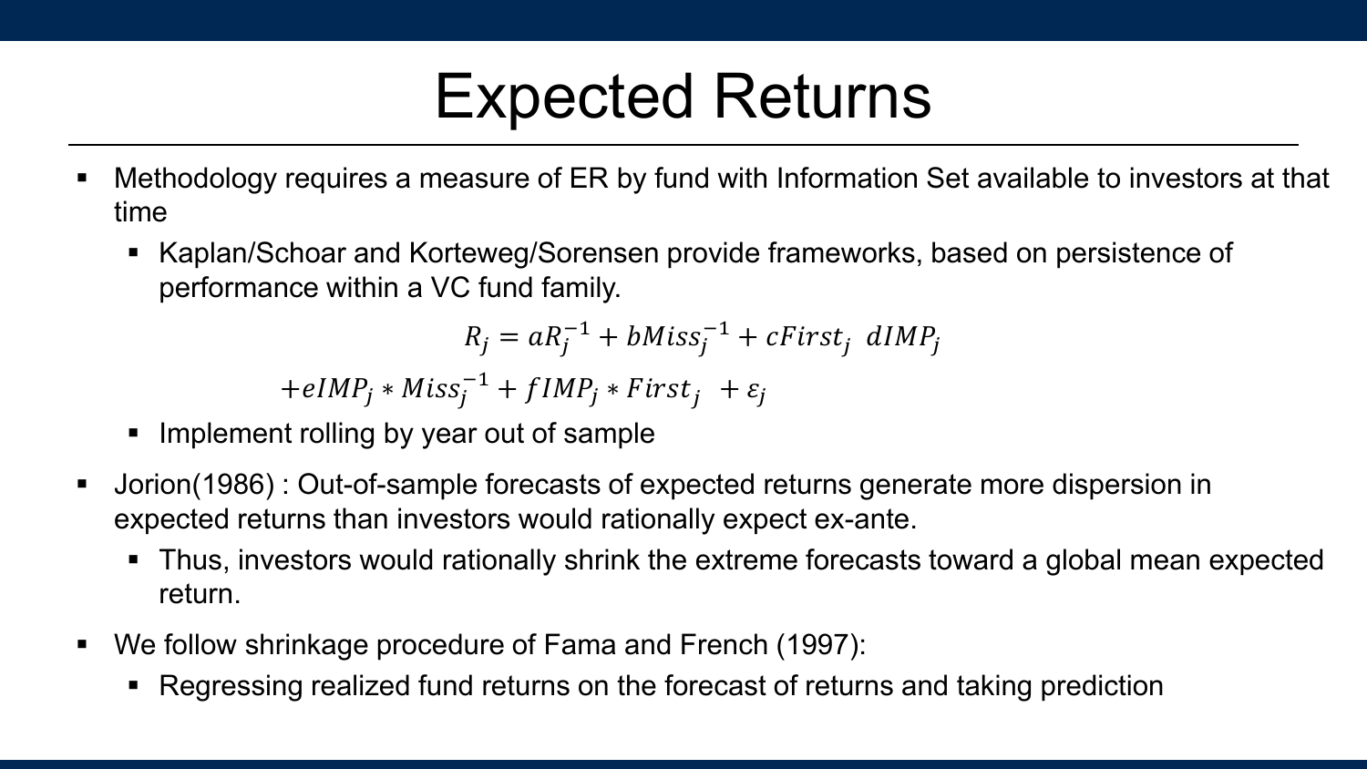# Expected Returns

- Methodology requires a measure of ER by fund with Information Set available to investors at that time
  - Kaplan/Schoar and Korteweg/Sorensen provide frameworks, based on persistence of performance within a VC fund family.

$$R_j = aR_j^{-1} + bMiss_j^{-1} + cFirst_j \;\; dIMP_j$$

$$+eIMP_j * Miss_j^{-1} + fIMP_j * First_j \;\; + \varepsilon_j$$

  - Implement rolling by year out of sample
- Jorion(1986) : Out-of-sample forecasts of expected returns generate more dispersion in expected returns than investors would rationally expect ex-ante.
  - Thus, investors would rationally shrink the extreme forecasts toward a global mean expected return.
- We follow shrinkage procedure of Fama and French (1997):
  - Regressing realized fund returns on the forecast of returns and taking prediction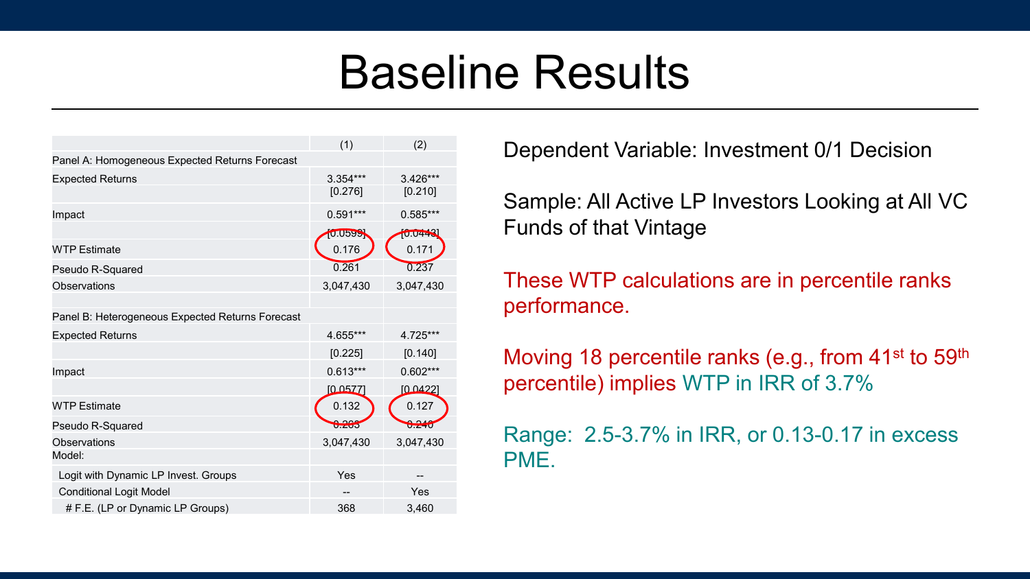# Baseline Results

| | (1) | (2) |
|---|---|---|
| Panel A: Homogeneous Expected Returns Forecast | | |
| Expected Returns | 3.354*** | 3.426*** |
| | [0.276] | [0.210] |
| Impact | 0.591*** | 0.585*** |
| | [0.0599] | [0.0443] |
| WTP Estimate | 0.176 | 0.171 |
| Pseudo R-Squared | 0.261 | 0.237 |
| Observations | 3,047,430 | 3,047,430 |
| | | |
| Panel B: Heterogeneous Expected Returns Forecast | | |
| Expected Returns | 4.655*** | 4.725*** |
| | [0.225] | [0.140] |
| Impact | 0.613*** | 0.602*** |
| | [0.0577] | [0.0422] |
| WTP Estimate | 0.132 | 0.127 |
| Pseudo R-Squared | 0.263 | 0.240 |
| Observations | 3,047,430 | 3,047,430 |
| Model: | | |
| Logit with Dynamic LP Invest. Groups | Yes | -- |
| Conditional Logit Model | -- | Yes |
| # F.E. (LP or Dynamic LP Groups) | 368 | 3,460 |

Dependent Variable: Investment 0/1 Decision

Sample: All Active LP Investors Looking at All VC Funds of that Vintage

These WTP calculations are in percentile ranks performance.

Moving 18 percentile ranks (e.g., from 41st to 59th percentile) implies WTP in IRR of 3.7%

Range: 2.5-3.7% in IRR, or 0.13-0.17 in excess PME.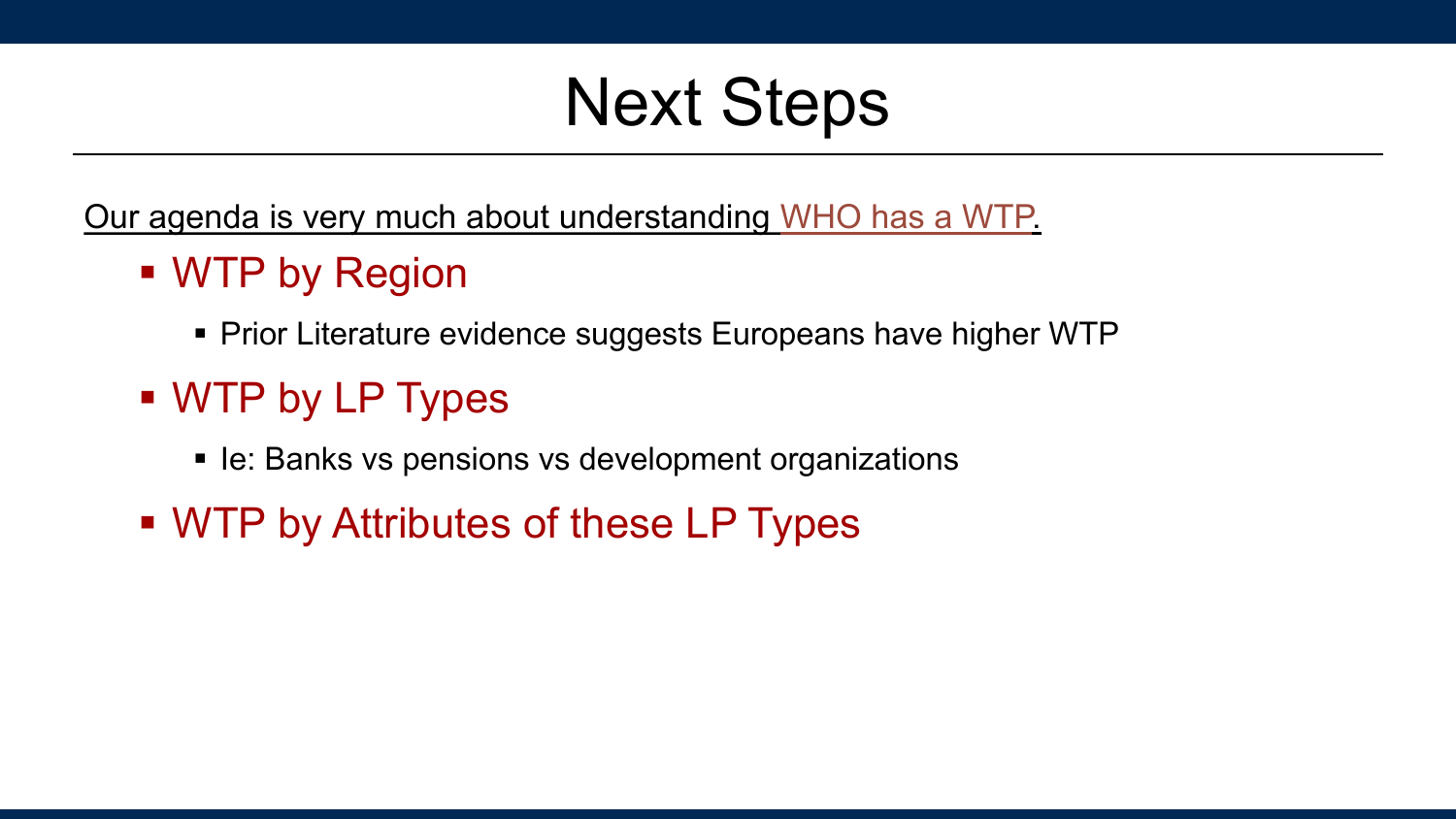# Next Steps

Our agenda is very much about understanding WHO has a WTP.

- WTP by Region
  - Prior Literature evidence suggests Europeans have higher WTP
- WTP by LP Types
  - Ie: Banks vs pensions vs development organizations
- WTP by Attributes of these LP Types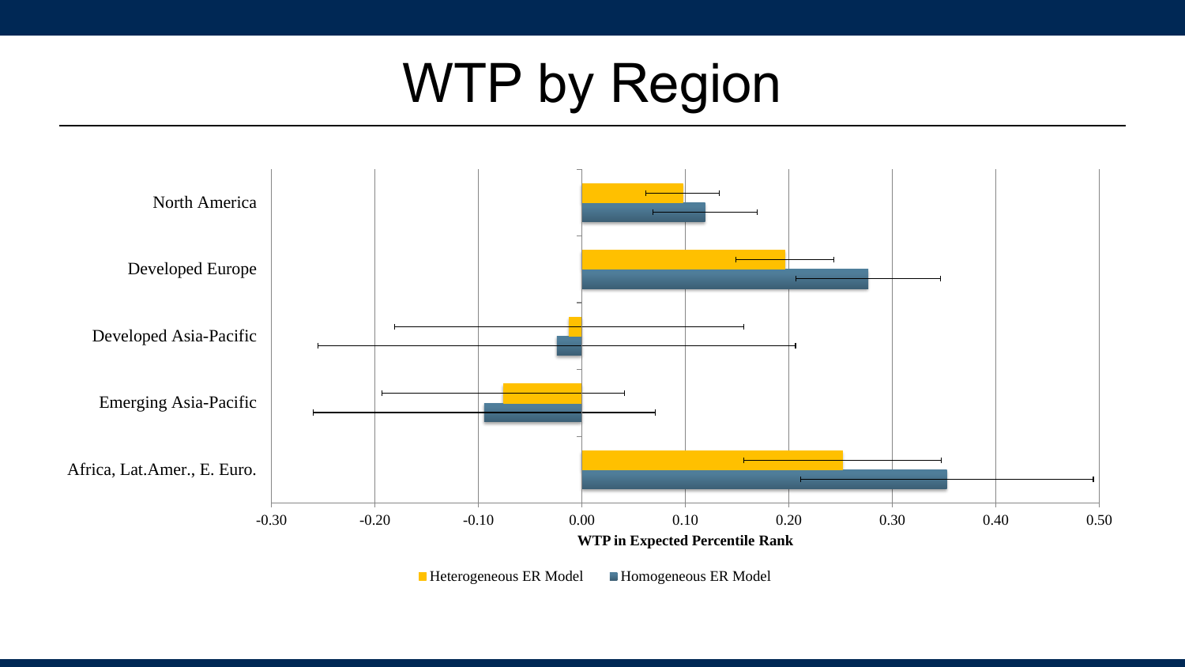# WTP by Region

North America

Developed Europe

Developed Asia-Pacific

Emerging Asia-Pacific

Africa, Lat.Amer., E. Euro.

-0.30 -0.20 -0.10 0.00 0.10 0.20 0.30 0.40 0.50

**WTP in Expected Percentile Rank**

Heterogeneous ER Model    Homogeneous ER Model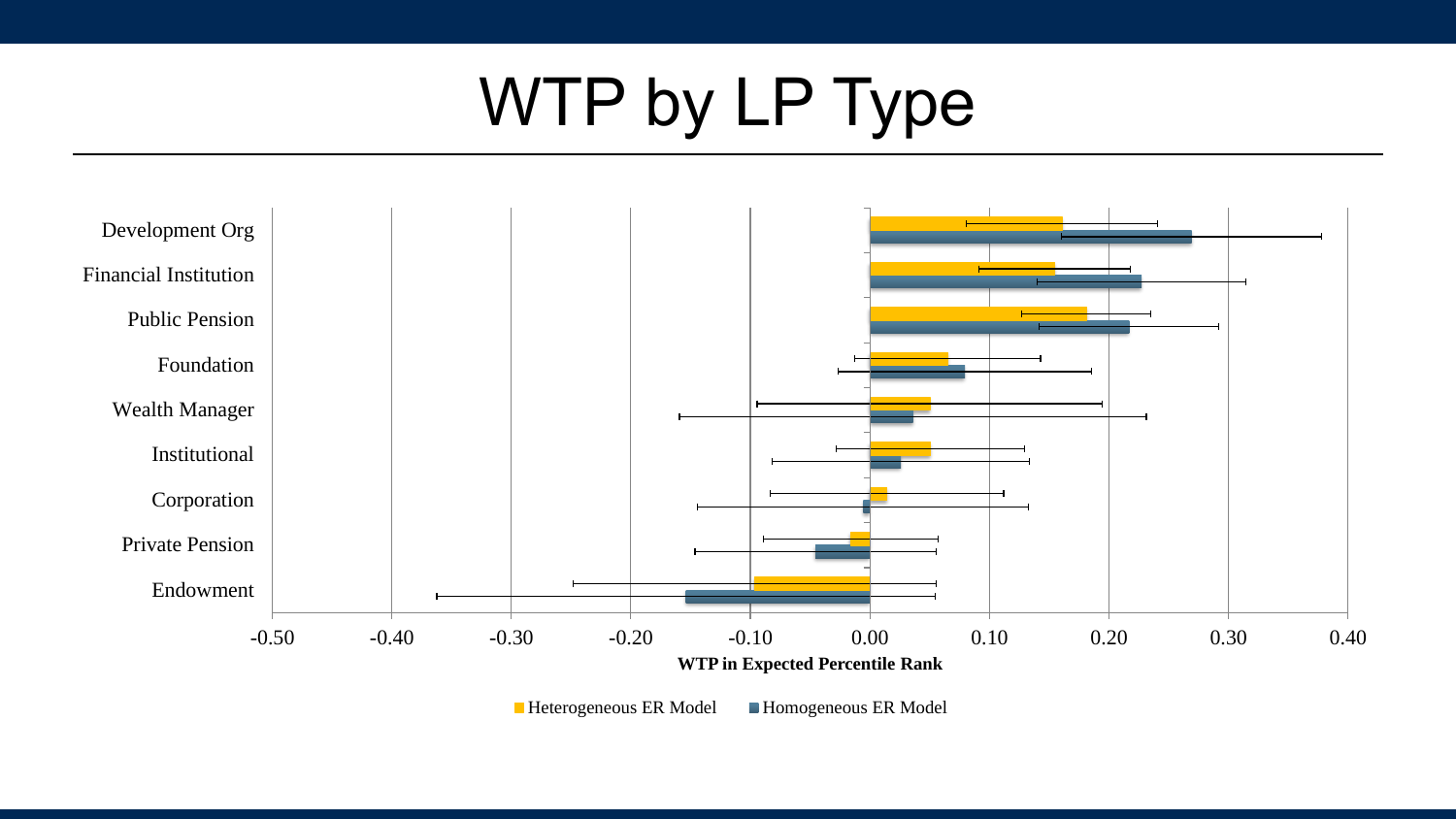# WTP by LP Type

Development Org
Financial Institution
Public Pension
Foundation
Wealth Manager
Institutional
Corporation
Private Pension
Endowment

-0.50 -0.40 -0.30 -0.20 -0.10 0.00 0.10 0.20 0.30 0.40

**WTP in Expected Percentile Rank**

Heterogeneous ER Model   Homogeneous ER Model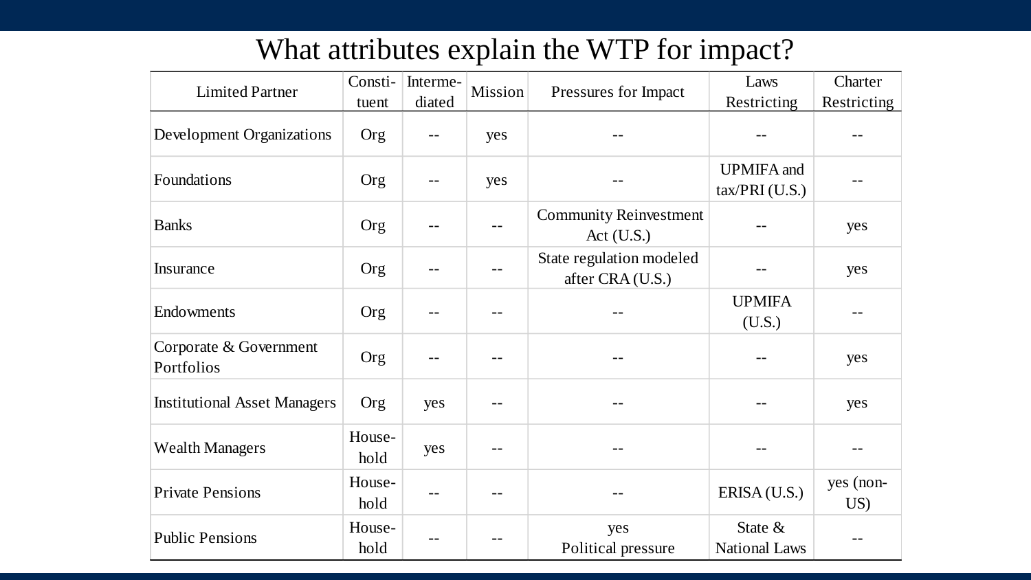# What attributes explain the WTP for impact?

| Limited Partner | Constituent | Intermediated | Mission | Pressures for Impact | Laws Restricting | Charter Restricting |
|---|---|---|---|---|---|---|
| Development Organizations | Org | -- | yes | -- | -- | -- |
| Foundations | Org | -- | yes | -- | UPMIFA and tax/PRI (U.S.) | -- |
| Banks | Org | -- | -- | Community Reinvestment Act (U.S.) | -- | yes |
| Insurance | Org | -- | -- | State regulation modeled after CRA (U.S.) | -- | yes |
| Endowments | Org | -- | -- | -- | UPMIFA (U.S.) | -- |
| Corporate & Government Portfolios | Org | -- | -- | -- | -- | yes |
| Institutional Asset Managers | Org | yes | -- | -- | -- | yes |
| Wealth Managers | Household | yes | -- | -- | -- | -- |
| Private Pensions | Household | -- | -- | -- | ERISA (U.S.) | yes (non-US) |
| Public Pensions | Household | -- | -- | yes Political pressure | State & National Laws | -- |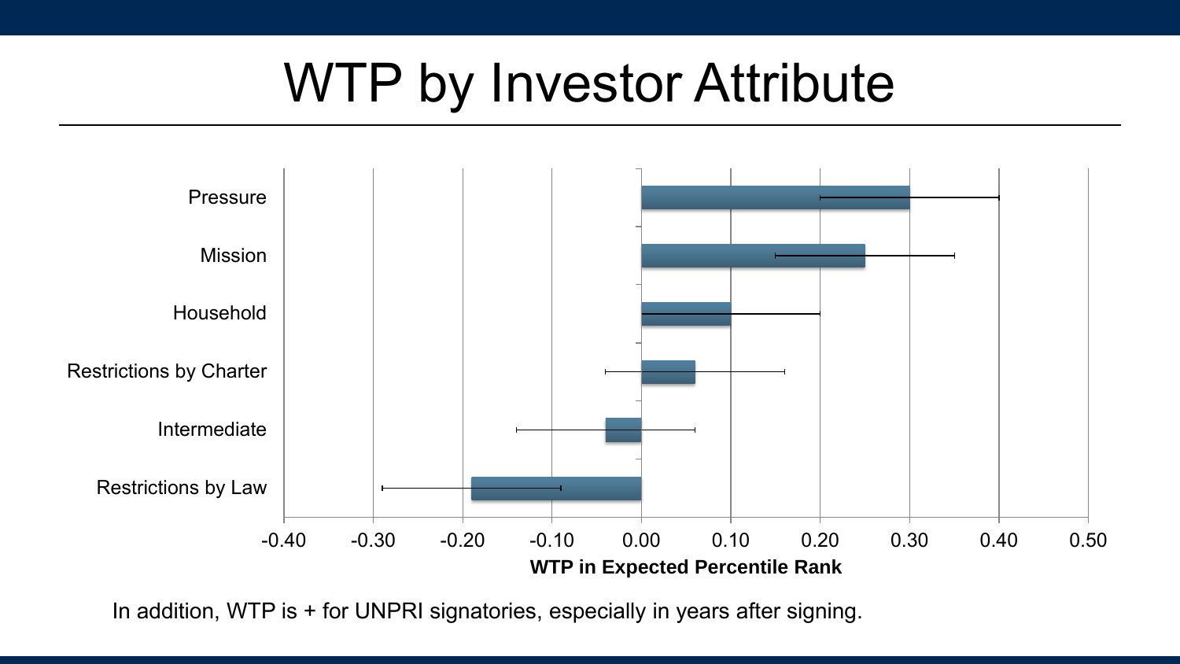# WTP by Investor Attribute

In addition, WTP is + for UNPRI signatories, especially in years after signing.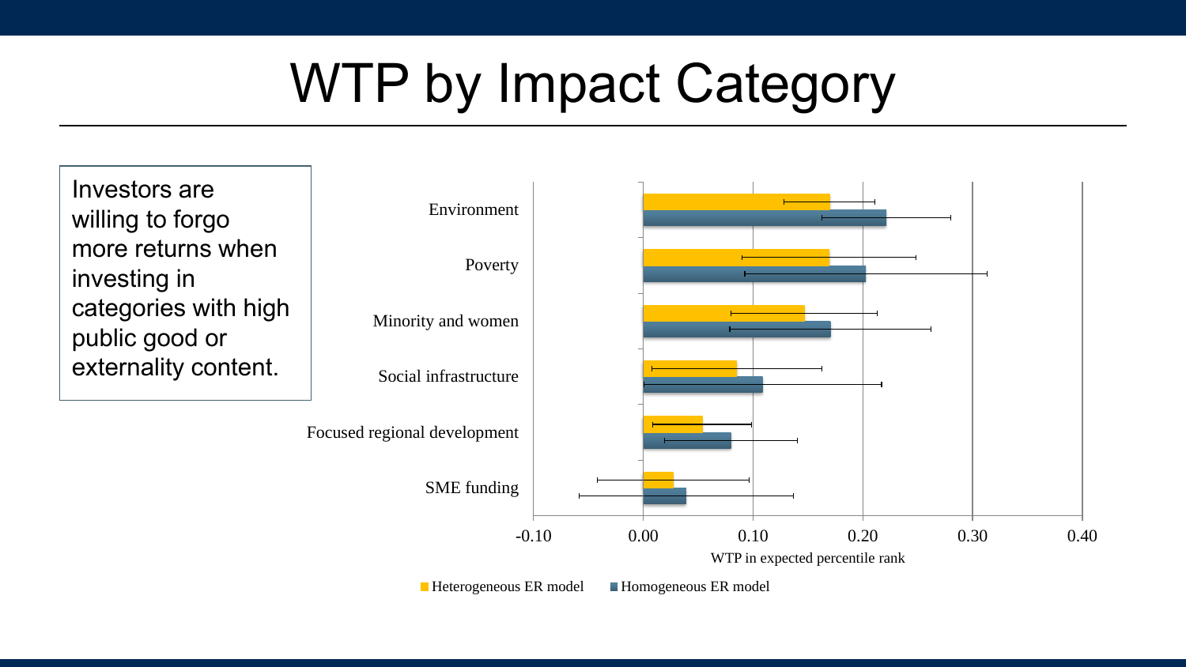# WTP by Impact Category

Investors are willing to forgo more returns when investing in categories with high public good or externality content.

Environment

Poverty

Minority and women

Social infrastructure

Focused regional development

SME funding

-0.10 0.00 0.10 0.20 0.30 0.40

WTP in expected percentile rank

Heterogeneous ER model Homogeneous ER model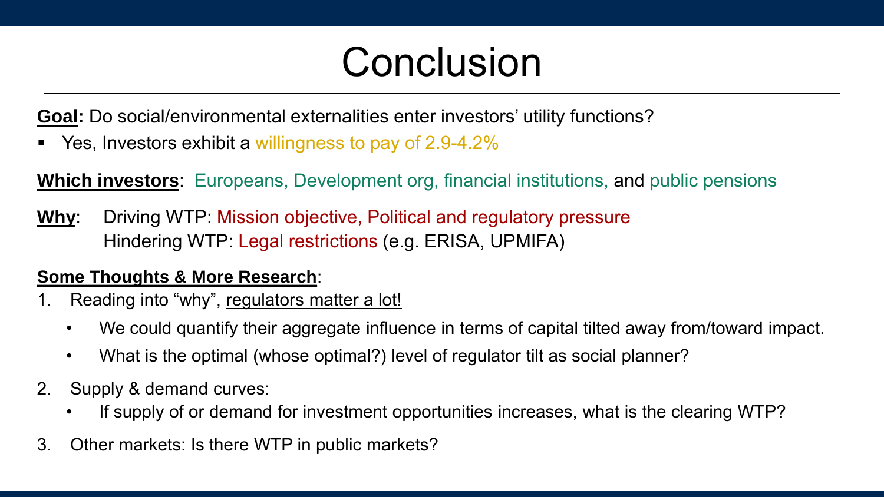# Conclusion

**Goal:** Do social/environmental externalities enter investors' utility functions?

- Yes, Investors exhibit a willingness to pay of 2.9-4.2%

**Which investors**: Europeans, Development org, financial institutions, and public pensions

**Why**: Driving WTP: Mission objective, Political and regulatory pressure
Hindering WTP: Legal restrictions (e.g. ERISA, UPMIFA)

**Some Thoughts & More Research**:

1. Reading into "why", regulators matter a lot!
   - We could quantify their aggregate influence in terms of capital tilted away from/toward impact.
   - What is the optimal (whose optimal?) level of regulator tilt as social planner?
2. Supply & demand curves:
   - If supply of or demand for investment opportunities increases, what is the clearing WTP?
3. Other markets: Is there WTP in public markets?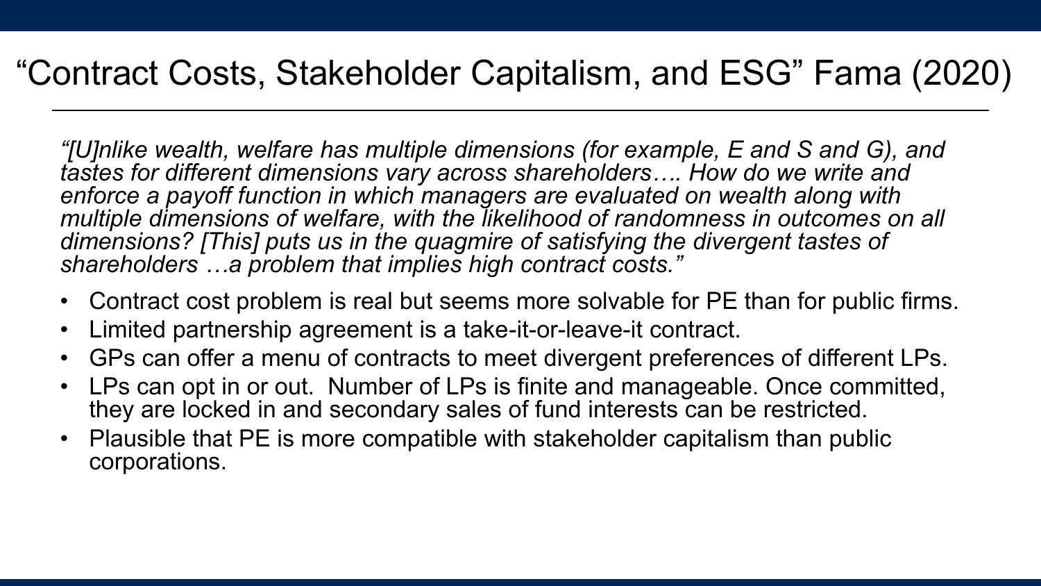# "Contract Costs, Stakeholder Capitalism, and ESG" Fama (2020)

*"[U]nlike wealth, welfare has multiple dimensions (for example, E and S and G), and tastes for different dimensions vary across shareholders…. How do we write and enforce a payoff function in which managers are evaluated on wealth along with multiple dimensions of welfare, with the likelihood of randomness in outcomes on all dimensions? [This] puts us in the quagmire of satisfying the divergent tastes of shareholders …a problem that implies high contract costs."*

- Contract cost problem is real but seems more solvable for PE than for public firms.
- Limited partnership agreement is a take-it-or-leave-it contract.
- GPs can offer a menu of contracts to meet divergent preferences of different LPs.
- LPs can opt in or out. Number of LPs is finite and manageable. Once committed, they are locked in and secondary sales of fund interests can be restricted.
- Plausible that PE is more compatible with stakeholder capitalism than public corporations.